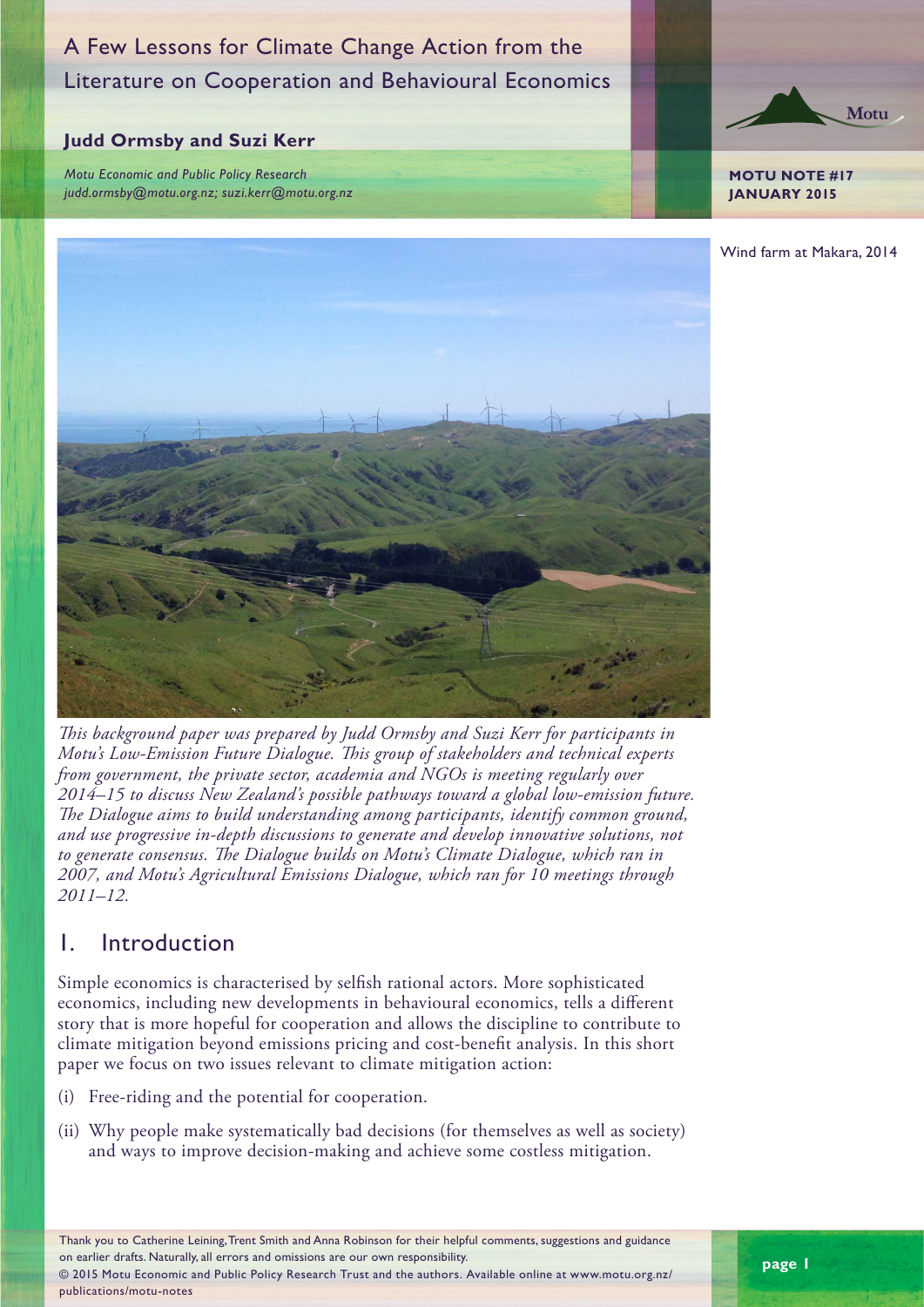# A Few Lessons for Climate Change Action from the Literature on Cooperation and Behavioural Economics

**Judd Ormsby and Suzi Kerr**

*Motu Economic and Public Policy Research*
*judd.ormsby@motu.org.nz; suzi.kerr@motu.org.nz*

**MOTU NOTE #17**
**JANUARY 2015**

Wind farm at Makara, 2014

*This background paper was prepared by Judd Ormsby and Suzi Kerr for participants in Motu's Low-Emission Future Dialogue. This group of stakeholders and technical experts from government, the private sector, academia and NGOs is meeting regularly over 2014–15 to discuss New Zealand's possible pathways toward a global low-emission future. The Dialogue aims to build understanding among participants, identify common ground, and use progressive in-depth discussions to generate and develop innovative solutions, not to generate consensus. The Dialogue builds on Motu's Climate Dialogue, which ran in 2007, and Motu's Agricultural Emissions Dialogue, which ran for 10 meetings through 2011–12.*

## 1. Introduction

Simple economics is characterised by selfish rational actors. More sophisticated economics, including new developments in behavioural economics, tells a different story that is more hopeful for cooperation and allows the discipline to contribute to climate mitigation beyond emissions pricing and cost-benefit analysis. In this short paper we focus on two issues relevant to climate mitigation action:

(i) Free-riding and the potential for cooperation.

(ii) Why people make systematically bad decisions (for themselves as well as society) and ways to improve decision-making and achieve some costless mitigation.

Thank you to Catherine Leining, Trent Smith and Anna Robinson for their helpful comments, suggestions and guidance on earlier drafts. Naturally, all errors and omissions are our own responsibility.
© 2015 Motu Economic and Public Policy Research Trust and the authors. Available online at www.motu.org.nz/publications/motu-notes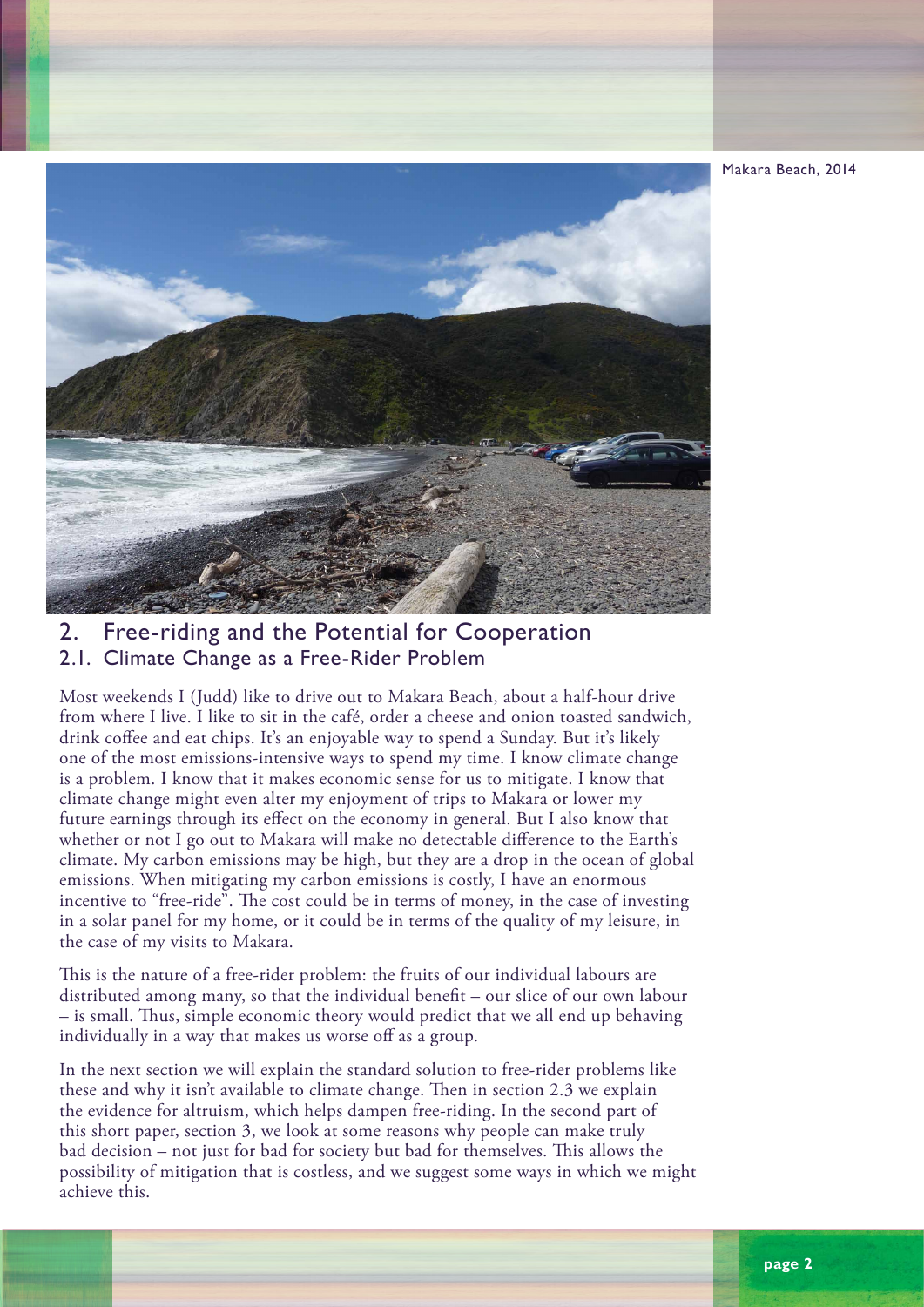Makara Beach, 2014

## 2. Free-riding and the Potential for Cooperation

### 2.1. Climate Change as a Free-Rider Problem

Most weekends I (Judd) like to drive out to Makara Beach, about a half-hour drive from where I live. I like to sit in the café, order a cheese and onion toasted sandwich, drink coffee and eat chips. It's an enjoyable way to spend a Sunday. But it's likely one of the most emissions-intensive ways to spend my time. I know climate change is a problem. I know that it makes economic sense for us to mitigate. I know that climate change might even alter my enjoyment of trips to Makara or lower my future earnings through its effect on the economy in general. But I also know that whether or not I go out to Makara will make no detectable difference to the Earth's climate. My carbon emissions may be high, but they are a drop in the ocean of global emissions. When mitigating my carbon emissions is costly, I have an enormous incentive to "free-ride". The cost could be in terms of money, in the case of investing in a solar panel for my home, or it could be in terms of the quality of my leisure, in the case of my visits to Makara.

This is the nature of a free-rider problem: the fruits of our individual labours are distributed among many, so that the individual benefit – our slice of our own labour – is small. Thus, simple economic theory would predict that we all end up behaving individually in a way that makes us worse off as a group.

In the next section we will explain the standard solution to free-rider problems like these and why it isn't available to climate change. Then in section 2.3 we explain the evidence for altruism, which helps dampen free-riding. In the second part of this short paper, section 3, we look at some reasons why people can make truly bad decision – not just for bad for society but bad for themselves. This allows the possibility of mitigation that is costless, and we suggest some ways in which we might achieve this.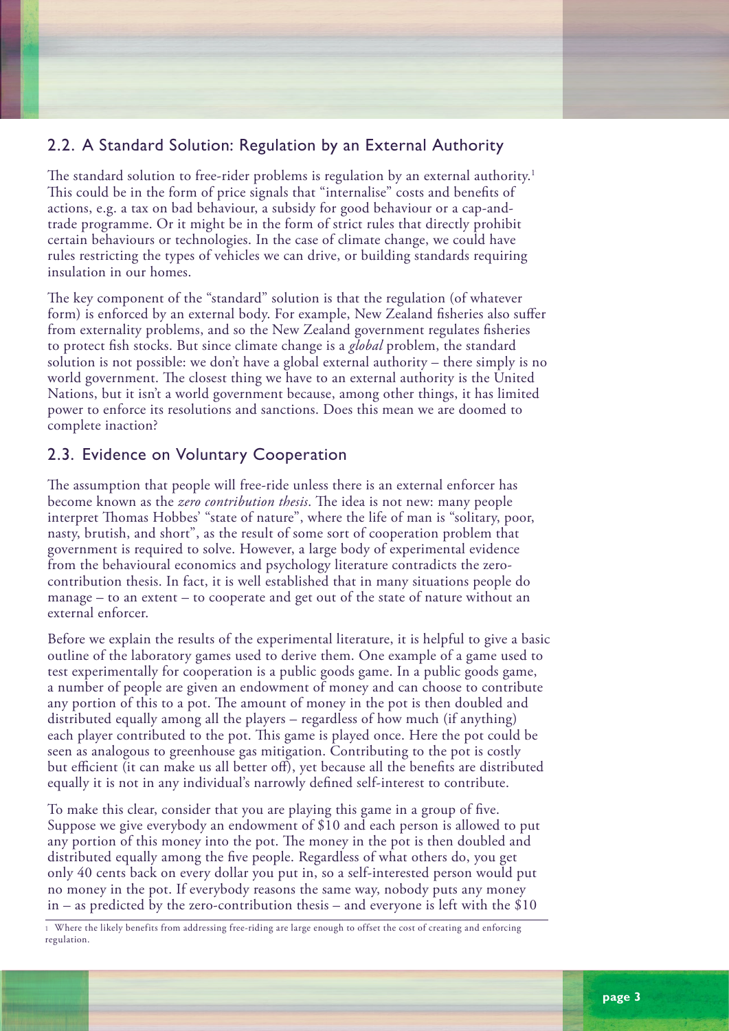## 2.2. A Standard Solution: Regulation by an External Authority

The standard solution to free-rider problems is regulation by an external authority.[1] This could be in the form of price signals that "internalise" costs and benefits of actions, e.g. a tax on bad behaviour, a subsidy for good behaviour or a cap-and-trade programme. Or it might be in the form of strict rules that directly prohibit certain behaviours or technologies. In the case of climate change, we could have rules restricting the types of vehicles we can drive, or building standards requiring insulation in our homes.

The key component of the "standard" solution is that the regulation (of whatever form) is enforced by an external body. For example, New Zealand fisheries also suffer from externality problems, and so the New Zealand government regulates fisheries to protect fish stocks. But since climate change is a *global* problem, the standard solution is not possible: we don't have a global external authority – there simply is no world government. The closest thing we have to an external authority is the United Nations, but it isn't a world government because, among other things, it has limited power to enforce its resolutions and sanctions. Does this mean we are doomed to complete inaction?

## 2.3. Evidence on Voluntary Cooperation

The assumption that people will free-ride unless there is an external enforcer has become known as the *zero contribution thesis*. The idea is not new: many people interpret Thomas Hobbes' "state of nature", where the life of man is "solitary, poor, nasty, brutish, and short", as the result of some sort of cooperation problem that government is required to solve. However, a large body of experimental evidence from the behavioural economics and psychology literature contradicts the zero-contribution thesis. In fact, it is well established that in many situations people do manage – to an extent – to cooperate and get out of the state of nature without an external enforcer.

Before we explain the results of the experimental literature, it is helpful to give a basic outline of the laboratory games used to derive them. One example of a game used to test experimentally for cooperation is a public goods game. In a public goods game, a number of people are given an endowment of money and can choose to contribute any portion of this to a pot. The amount of money in the pot is then doubled and distributed equally among all the players – regardless of how much (if anything) each player contributed to the pot. This game is played once. Here the pot could be seen as analogous to greenhouse gas mitigation. Contributing to the pot is costly but efficient (it can make us all better off), yet because all the benefits are distributed equally it is not in any individual's narrowly defined self-interest to contribute.

To make this clear, consider that you are playing this game in a group of five. Suppose we give everybody an endowment of $10 and each person is allowed to put any portion of this money into the pot. The money in the pot is then doubled and distributed equally among the five people. Regardless of what others do, you get only 40 cents back on every dollar you put in, so a self-interested person would put no money in the pot. If everybody reasons the same way, nobody puts any money in – as predicted by the zero-contribution thesis – and everyone is left with the $10

[1] Where the likely benefits from addressing free-riding are large enough to offset the cost of creating and enforcing regulation.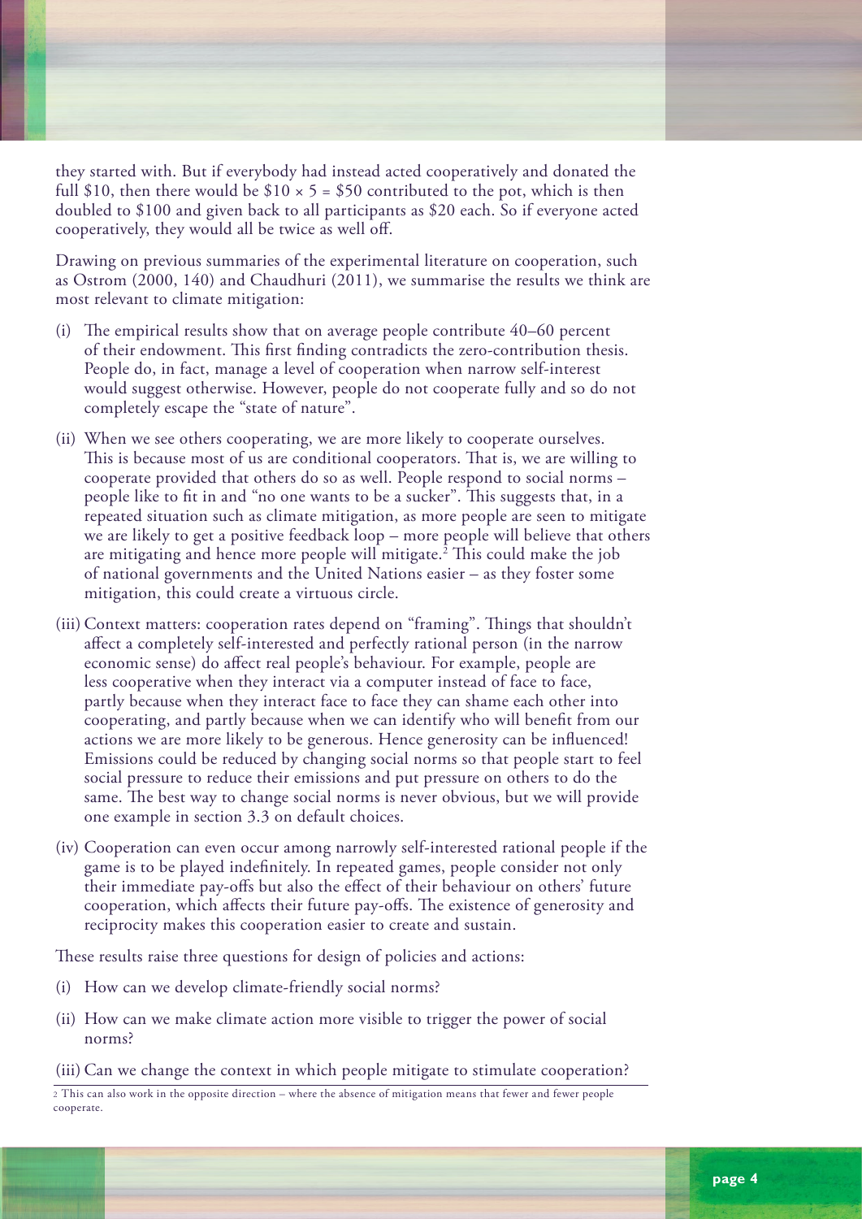they started with. But if everybody had instead acted cooperatively and donated the full \$10, then there would be \$10 × 5 = \$50 contributed to the pot, which is then doubled to \$100 and given back to all participants as \$20 each. So if everyone acted cooperatively, they would all be twice as well off.

Drawing on previous summaries of the experimental literature on cooperation, such as Ostrom (2000, 140) and Chaudhuri (2011), we summarise the results we think are most relevant to climate mitigation:

(i) The empirical results show that on average people contribute 40–60 percent of their endowment. This first finding contradicts the zero-contribution thesis. People do, in fact, manage a level of cooperation when narrow self-interest would suggest otherwise. However, people do not cooperate fully and so do not completely escape the "state of nature".

(ii) When we see others cooperating, we are more likely to cooperate ourselves. This is because most of us are conditional cooperators. That is, we are willing to cooperate provided that others do so as well. People respond to social norms – people like to fit in and "no one wants to be a sucker". This suggests that, in a repeated situation such as climate mitigation, as more people are seen to mitigate we are likely to get a positive feedback loop – more people will believe that others are mitigating and hence more people will mitigate.[2] This could make the job of national governments and the United Nations easier – as they foster some mitigation, this could create a virtuous circle.

(iii) Context matters: cooperation rates depend on "framing". Things that shouldn't affect a completely self-interested and perfectly rational person (in the narrow economic sense) do affect real people's behaviour. For example, people are less cooperative when they interact via a computer instead of face to face, partly because when they interact face to face they can shame each other into cooperating, and partly because when we can identify who will benefit from our actions we are more likely to be generous. Hence generosity can be influenced! Emissions could be reduced by changing social norms so that people start to feel social pressure to reduce their emissions and put pressure on others to do the same. The best way to change social norms is never obvious, but we will provide one example in section 3.3 on default choices.

(iv) Cooperation can even occur among narrowly self-interested rational people if the game is to be played indefinitely. In repeated games, people consider not only their immediate pay-offs but also the effect of their behaviour on others' future cooperation, which affects their future pay-offs. The existence of generosity and reciprocity makes this cooperation easier to create and sustain.

These results raise three questions for design of policies and actions:

(i) How can we develop climate-friendly social norms?

(ii) How can we make climate action more visible to trigger the power of social norms?

(iii) Can we change the context in which people mitigate to stimulate cooperation?

---

[2] This can also work in the opposite direction – where the absence of mitigation means that fewer and fewer people cooperate.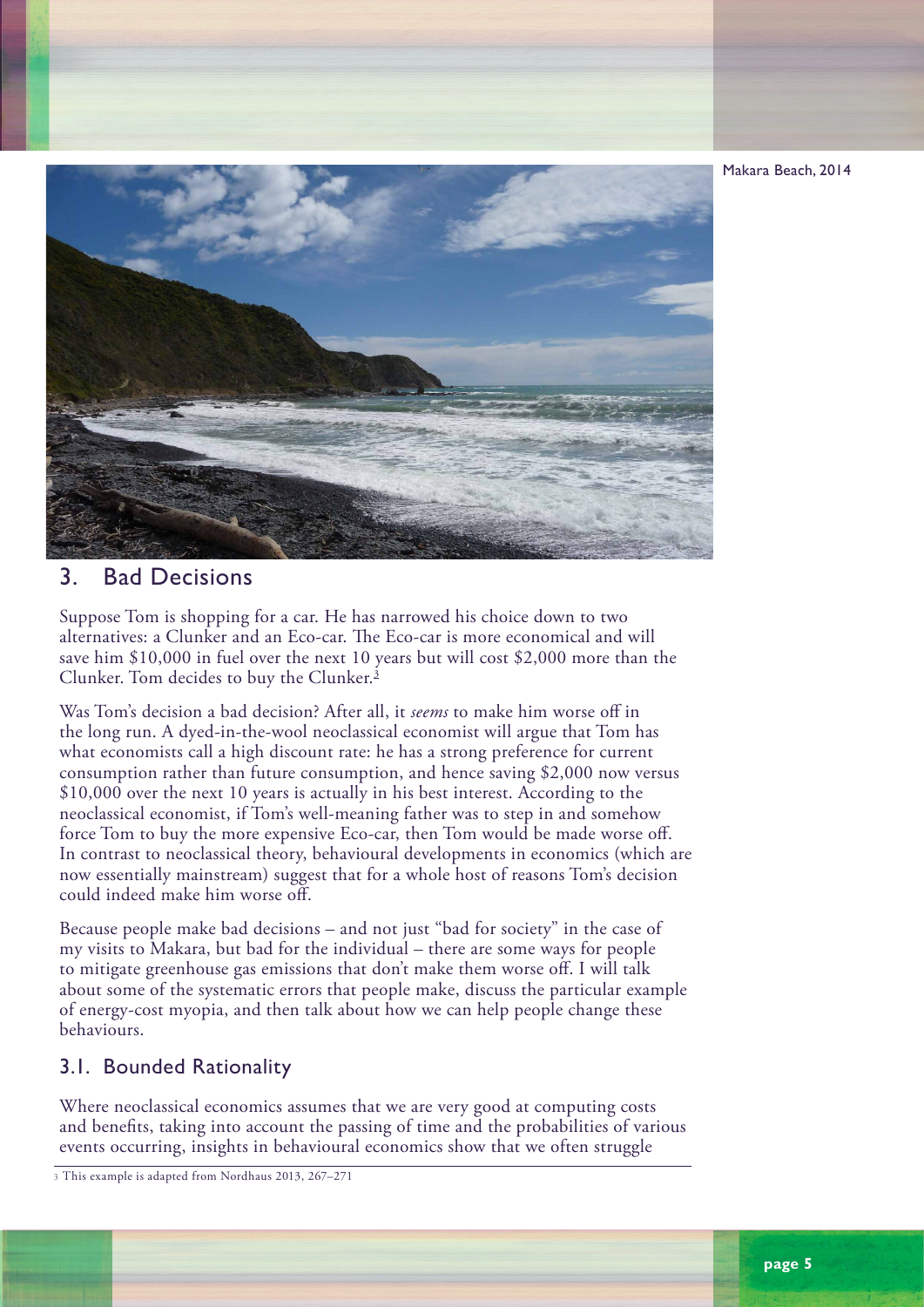Makara Beach, 2014

## 3. Bad Decisions

Suppose Tom is shopping for a car. He has narrowed his choice down to two alternatives: a Clunker and an Eco-car. The Eco-car is more economical and will save him $10,000 in fuel over the next 10 years but will cost $2,000 more than the Clunker. Tom decides to buy the Clunker.[3]

Was Tom's decision a bad decision? After all, it *seems* to make him worse off in the long run. A dyed-in-the-wool neoclassical economist will argue that Tom has what economists call a high discount rate: he has a strong preference for current consumption rather than future consumption, and hence saving $2,000 now versus $10,000 over the next 10 years is actually in his best interest. According to the neoclassical economist, if Tom's well-meaning father was to step in and somehow force Tom to buy the more expensive Eco-car, then Tom would be made worse off. In contrast to neoclassical theory, behavioural developments in economics (which are now essentially mainstream) suggest that for a whole host of reasons Tom's decision could indeed make him worse off.

Because people make bad decisions – and not just "bad for society" in the case of my visits to Makara, but bad for the individual – there are some ways for people to mitigate greenhouse gas emissions that don't make them worse off. I will talk about some of the systematic errors that people make, discuss the particular example of energy-cost myopia, and then talk about how we can help people change these behaviours.

### 3.1. Bounded Rationality

Where neoclassical economics assumes that we are very good at computing costs and benefits, taking into account the passing of time and the probabilities of various events occurring, insights in behavioural economics show that we often struggle

[3] This example is adapted from Nordhaus 2013, 267–271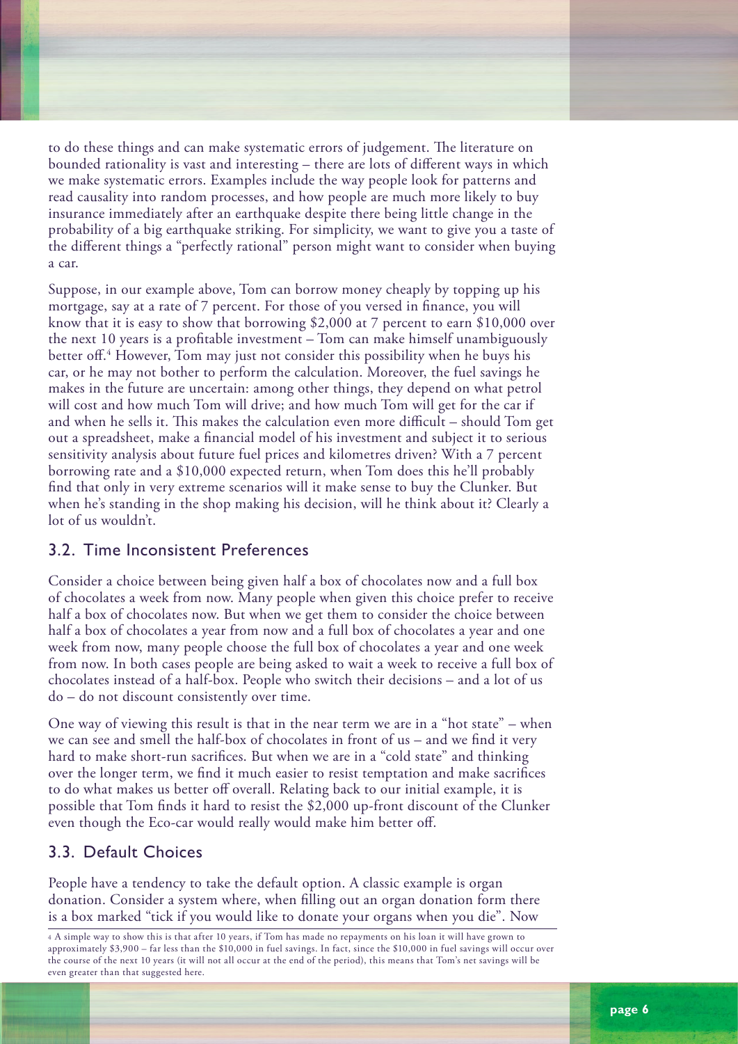to do these things and can make systematic errors of judgement. The literature on bounded rationality is vast and interesting – there are lots of different ways in which we make systematic errors. Examples include the way people look for patterns and read causality into random processes, and how people are much more likely to buy insurance immediately after an earthquake despite there being little change in the probability of a big earthquake striking. For simplicity, we want to give you a taste of the different things a "perfectly rational" person might want to consider when buying a car.

Suppose, in our example above, Tom can borrow money cheaply by topping up his mortgage, say at a rate of 7 percent. For those of you versed in finance, you will know that it is easy to show that borrowing $2,000 at 7 percent to earn $10,000 over the next 10 years is a profitable investment – Tom can make himself unambiguously better off.[4] However, Tom may just not consider this possibility when he buys his car, or he may not bother to perform the calculation. Moreover, the fuel savings he makes in the future are uncertain: among other things, they depend on what petrol will cost and how much Tom will drive; and how much Tom will get for the car if and when he sells it. This makes the calculation even more difficult – should Tom get out a spreadsheet, make a financial model of his investment and subject it to serious sensitivity analysis about future fuel prices and kilometres driven? With a 7 percent borrowing rate and a $10,000 expected return, when Tom does this he'll probably find that only in very extreme scenarios will it make sense to buy the Clunker. But when he's standing in the shop making his decision, will he think about it? Clearly a lot of us wouldn't.

## 3.2. Time Inconsistent Preferences

Consider a choice between being given half a box of chocolates now and a full box of chocolates a week from now. Many people when given this choice prefer to receive half a box of chocolates now. But when we get them to consider the choice between half a box of chocolates a year from now and a full box of chocolates a year and one week from now, many people choose the full box of chocolates a year and one week from now. In both cases people are being asked to wait a week to receive a full box of chocolates instead of a half-box. People who switch their decisions – and a lot of us do – do not discount consistently over time.

One way of viewing this result is that in the near term we are in a "hot state" – when we can see and smell the half-box of chocolates in front of us – and we find it very hard to make short-run sacrifices. But when we are in a "cold state" and thinking over the longer term, we find it much easier to resist temptation and make sacrifices to do what makes us better off overall. Relating back to our initial example, it is possible that Tom finds it hard to resist the $2,000 up-front discount of the Clunker even though the Eco-car would really would make him better off.

## 3.3. Default Choices

People have a tendency to take the default option. A classic example is organ donation. Consider a system where, when filling out an organ donation form there is a box marked "tick if you would like to donate your organs when you die". Now

---

[4] A simple way to show this is that after 10 years, if Tom has made no repayments on his loan it will have grown to approximately $3,900 – far less than the $10,000 in fuel savings. In fact, since the $10,000 in fuel savings will occur over the course of the next 10 years (it will not all occur at the end of the period), this means that Tom's net savings will be even greater than that suggested here.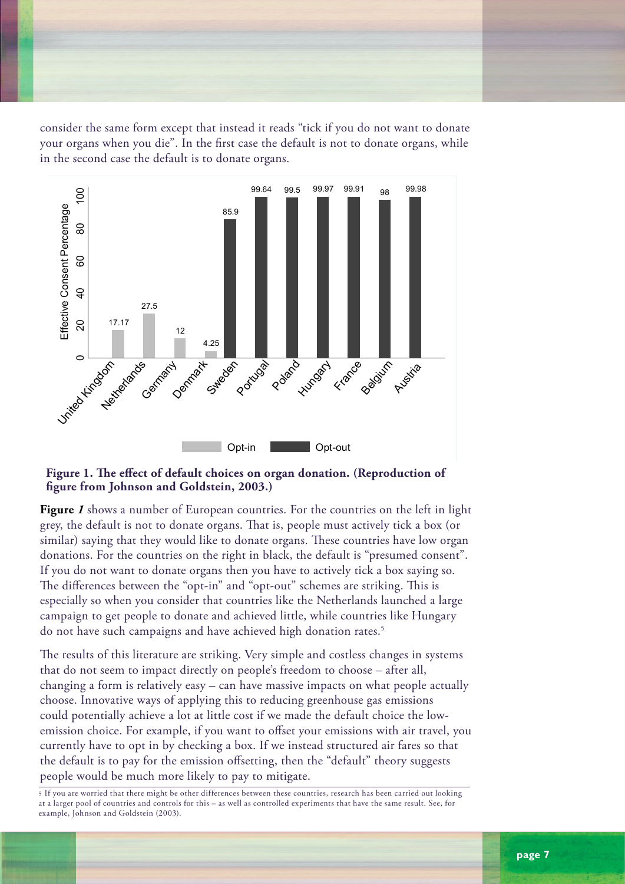consider the same form except that instead it reads "tick if you do not want to donate your organs when you die". In the first case the default is not to donate organs, while in the second case the default is to donate organs.

**Figure 1. The effect of default choices on organ donation. (Reproduction of figure from Johnson and Goldstein, 2003.)**

**Figure *1*** shows a number of European countries. For the countries on the left in light grey, the default is not to donate organs. That is, people must actively tick a box (or similar) saying that they would like to donate organs. These countries have low organ donations. For the countries on the right in black, the default is "presumed consent". If you do not want to donate organs then you have to actively tick a box saying so. The differences between the "opt-in" and "opt-out" schemes are striking. This is especially so when you consider that countries like the Netherlands launched a large campaign to get people to donate and achieved little, while countries like Hungary do not have such campaigns and have achieved high donation rates.[5]

The results of this literature are striking. Very simple and costless changes in systems that do not seem to impact directly on people's freedom to choose – after all, changing a form is relatively easy – can have massive impacts on what people actually choose. Innovative ways of applying this to reducing greenhouse gas emissions could potentially achieve a lot at little cost if we made the default choice the low-emission choice. For example, if you want to offset your emissions with air travel, you currently have to opt in by checking a box. If we instead structured air fares so that the default is to pay for the emission offsetting, then the "default" theory suggests people would be much more likely to pay to mitigate.

[5] If you are worried that there might be other differences between these countries, research has been carried out looking at a larger pool of countries and controls for this – as well as controlled experiments that have the same result. See, for example, Johnson and Goldstein (2003).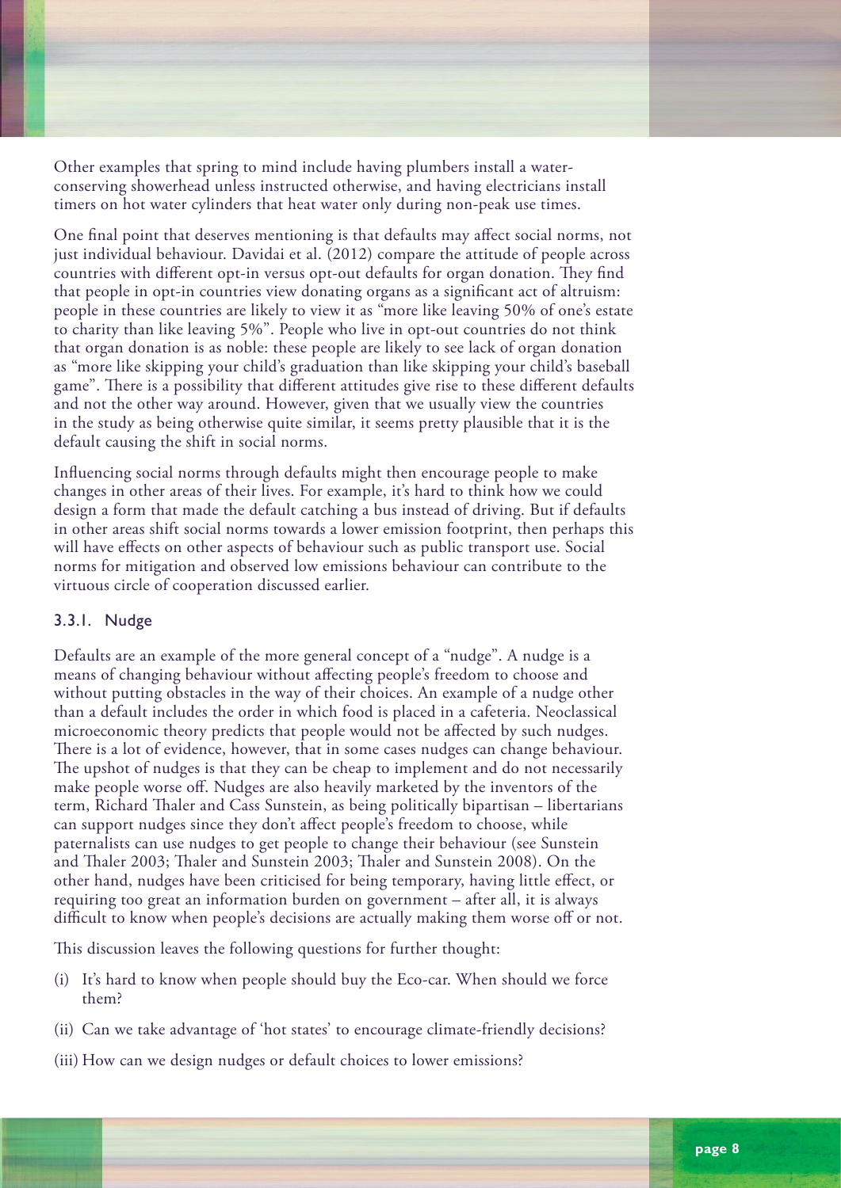Other examples that spring to mind include having plumbers install a water-conserving showerhead unless instructed otherwise, and having electricians install timers on hot water cylinders that heat water only during non-peak use times.

One final point that deserves mentioning is that defaults may affect social norms, not just individual behaviour. Davidai et al. (2012) compare the attitude of people across countries with different opt-in versus opt-out defaults for organ donation. They find that people in opt-in countries view donating organs as a significant act of altruism: people in these countries are likely to view it as "more like leaving 50% of one's estate to charity than like leaving 5%". People who live in opt-out countries do not think that organ donation is as noble: these people are likely to see lack of organ donation as "more like skipping your child's graduation than like skipping your child's baseball game". There is a possibility that different attitudes give rise to these different defaults and not the other way around. However, given that we usually view the countries in the study as being otherwise quite similar, it seems pretty plausible that it is the default causing the shift in social norms.

Influencing social norms through defaults might then encourage people to make changes in other areas of their lives. For example, it's hard to think how we could design a form that made the default catching a bus instead of driving. But if defaults in other areas shift social norms towards a lower emission footprint, then perhaps this will have effects on other aspects of behaviour such as public transport use. Social norms for mitigation and observed low emissions behaviour can contribute to the virtuous circle of cooperation discussed earlier.

### 3.3.1. Nudge

Defaults are an example of the more general concept of a "nudge". A nudge is a means of changing behaviour without affecting people's freedom to choose and without putting obstacles in the way of their choices. An example of a nudge other than a default includes the order in which food is placed in a cafeteria. Neoclassical microeconomic theory predicts that people would not be affected by such nudges. There is a lot of evidence, however, that in some cases nudges can change behaviour. The upshot of nudges is that they can be cheap to implement and do not necessarily make people worse off. Nudges are also heavily marketed by the inventors of the term, Richard Thaler and Cass Sunstein, as being politically bipartisan – libertarians can support nudges since they don't affect people's freedom to choose, while paternalists can use nudges to get people to change their behaviour (see Sunstein and Thaler 2003; Thaler and Sunstein 2003; Thaler and Sunstein 2008). On the other hand, nudges have been criticised for being temporary, having little effect, or requiring too great an information burden on government – after all, it is always difficult to know when people's decisions are actually making them worse off or not.

This discussion leaves the following questions for further thought:

(i) It's hard to know when people should buy the Eco-car. When should we force them?

(ii) Can we take advantage of 'hot states' to encourage climate-friendly decisions?

(iii) How can we design nudges or default choices to lower emissions?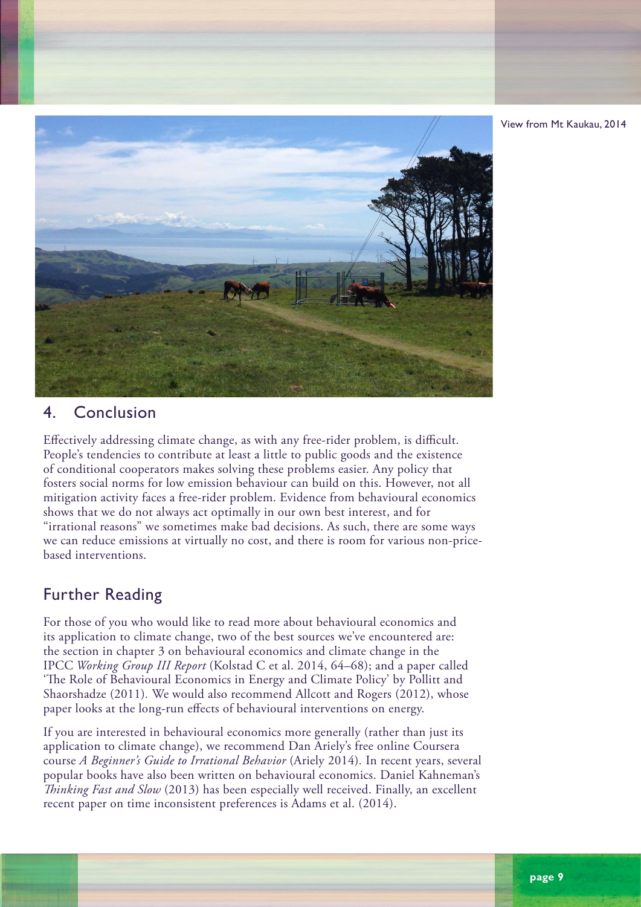View from Mt Kaukau, 2014

## 4. Conclusion

Effectively addressing climate change, as with any free-rider problem, is difficult. People's tendencies to contribute at least a little to public goods and the existence of conditional cooperators makes solving these problems easier. Any policy that fosters social norms for low emission behaviour can build on this. However, not all mitigation activity faces a free-rider problem. Evidence from behavioural economics shows that we do not always act optimally in our own best interest, and for "irrational reasons" we sometimes make bad decisions. As such, there are some ways we can reduce emissions at virtually no cost, and there is room for various non-price-based interventions.

## Further Reading

For those of you who would like to read more about behavioural economics and its application to climate change, two of the best sources we've encountered are: the section in chapter 3 on behavioural economics and climate change in the IPCC *Working Group III Report* (Kolstad C et al. 2014, 64–68); and a paper called 'The Role of Behavioural Economics in Energy and Climate Policy' by Pollitt and Shaorshadze (2011). We would also recommend Allcott and Rogers (2012), whose paper looks at the long-run effects of behavioural interventions on energy.

If you are interested in behavioural economics more generally (rather than just its application to climate change), we recommend Dan Ariely's free online Coursera course *A Beginner's Guide to Irrational Behavior* (Ariely 2014). In recent years, several popular books have also been written on behavioural economics. Daniel Kahneman's *Thinking Fast and Slow* (2013) has been especially well received. Finally, an excellent recent paper on time inconsistent preferences is Adams et al. (2014).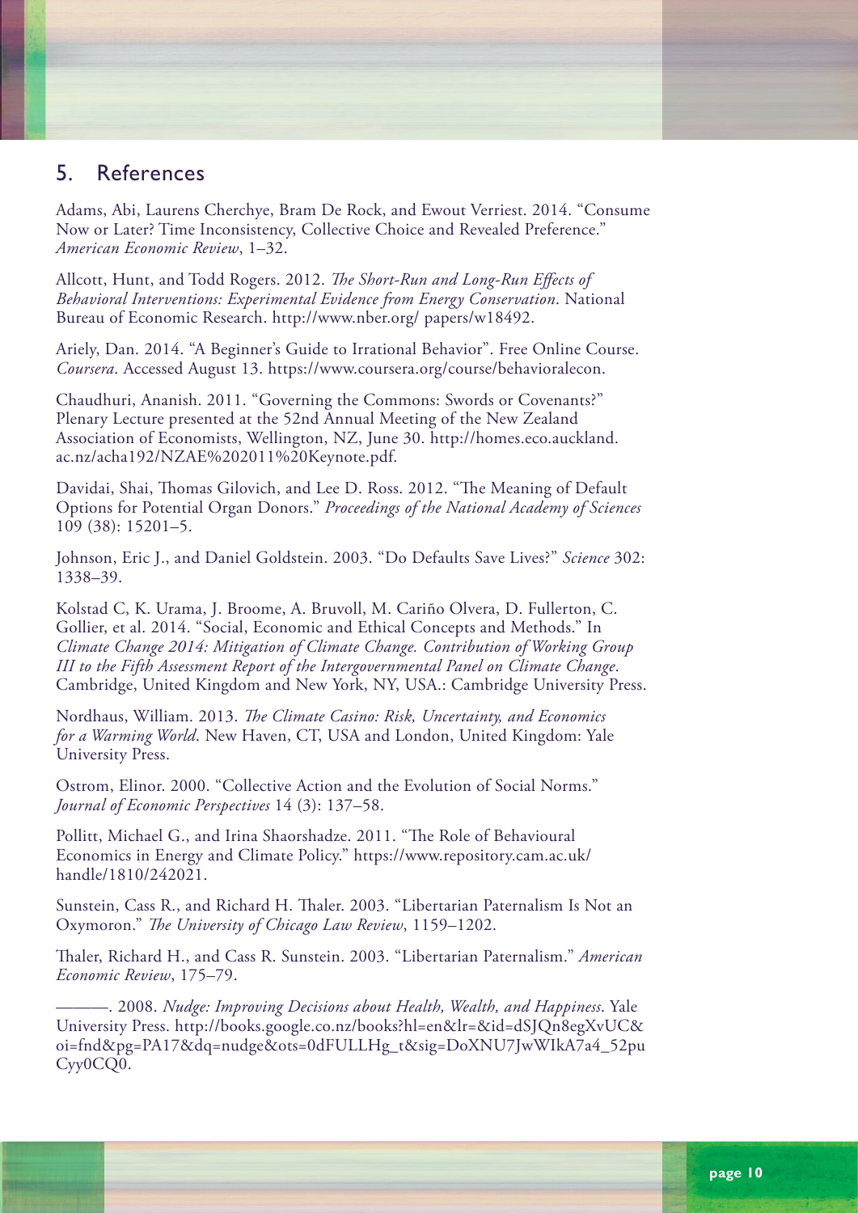## 5. References

Adams, Abi, Laurens Cherchye, Bram De Rock, and Ewout Verriest. 2014. "Consume Now or Later? Time Inconsistency, Collective Choice and Revealed Preference." *American Economic Review*, 1–32.

Allcott, Hunt, and Todd Rogers. 2012. *The Short-Run and Long-Run Effects of Behavioral Interventions: Experimental Evidence from Energy Conservation*. National Bureau of Economic Research. http://www.nber.org/ papers/w18492.

Ariely, Dan. 2014. "A Beginner's Guide to Irrational Behavior". Free Online Course. *Coursera*. Accessed August 13. https://www.coursera.org/course/behavioralecon.

Chaudhuri, Ananish. 2011. "Governing the Commons: Swords or Covenants?" Plenary Lecture presented at the 52nd Annual Meeting of the New Zealand Association of Economists, Wellington, NZ, June 30. http://homes.eco.auckland.ac.nz/acha192/NZAE%202011%20Keynote.pdf.

Davidai, Shai, Thomas Gilovich, and Lee D. Ross. 2012. "The Meaning of Default Options for Potential Organ Donors." *Proceedings of the National Academy of Sciences* 109 (38): 15201–5.

Johnson, Eric J., and Daniel Goldstein. 2003. "Do Defaults Save Lives?" *Science* 302: 1338–39.

Kolstad C, K. Urama, J. Broome, A. Bruvoll, M. Cariño Olvera, D. Fullerton, C. Gollier, et al. 2014. "Social, Economic and Ethical Concepts and Methods." In *Climate Change 2014: Mitigation of Climate Change. Contribution of Working Group III to the Fifth Assessment Report of the Intergovernmental Panel on Climate Change*. Cambridge, United Kingdom and New York, NY, USA.: Cambridge University Press.

Nordhaus, William. 2013. *The Climate Casino: Risk, Uncertainty, and Economics for a Warming World*. New Haven, CT, USA and London, United Kingdom: Yale University Press.

Ostrom, Elinor. 2000. "Collective Action and the Evolution of Social Norms." *Journal of Economic Perspectives* 14 (3): 137–58.

Pollitt, Michael G., and Irina Shaorshadze. 2011. "The Role of Behavioural Economics in Energy and Climate Policy." https://www.repository.cam.ac.uk/handle/1810/242021.

Sunstein, Cass R., and Richard H. Thaler. 2003. "Libertarian Paternalism Is Not an Oxymoron." *The University of Chicago Law Review*, 1159–1202.

Thaler, Richard H., and Cass R. Sunstein. 2003. "Libertarian Paternalism." *American Economic Review*, 175–79.

———. 2008. *Nudge: Improving Decisions about Health, Wealth, and Happiness*. Yale University Press. http://books.google.co.nz/books?hl=en&lr=&id=dSJQn8egXvUC&oi=fnd&pg=PA17&dq=nudge&ots=0dFULLHg_t&sig=DoXNU7JwWIkA7a4_52puCyy0CQ0.